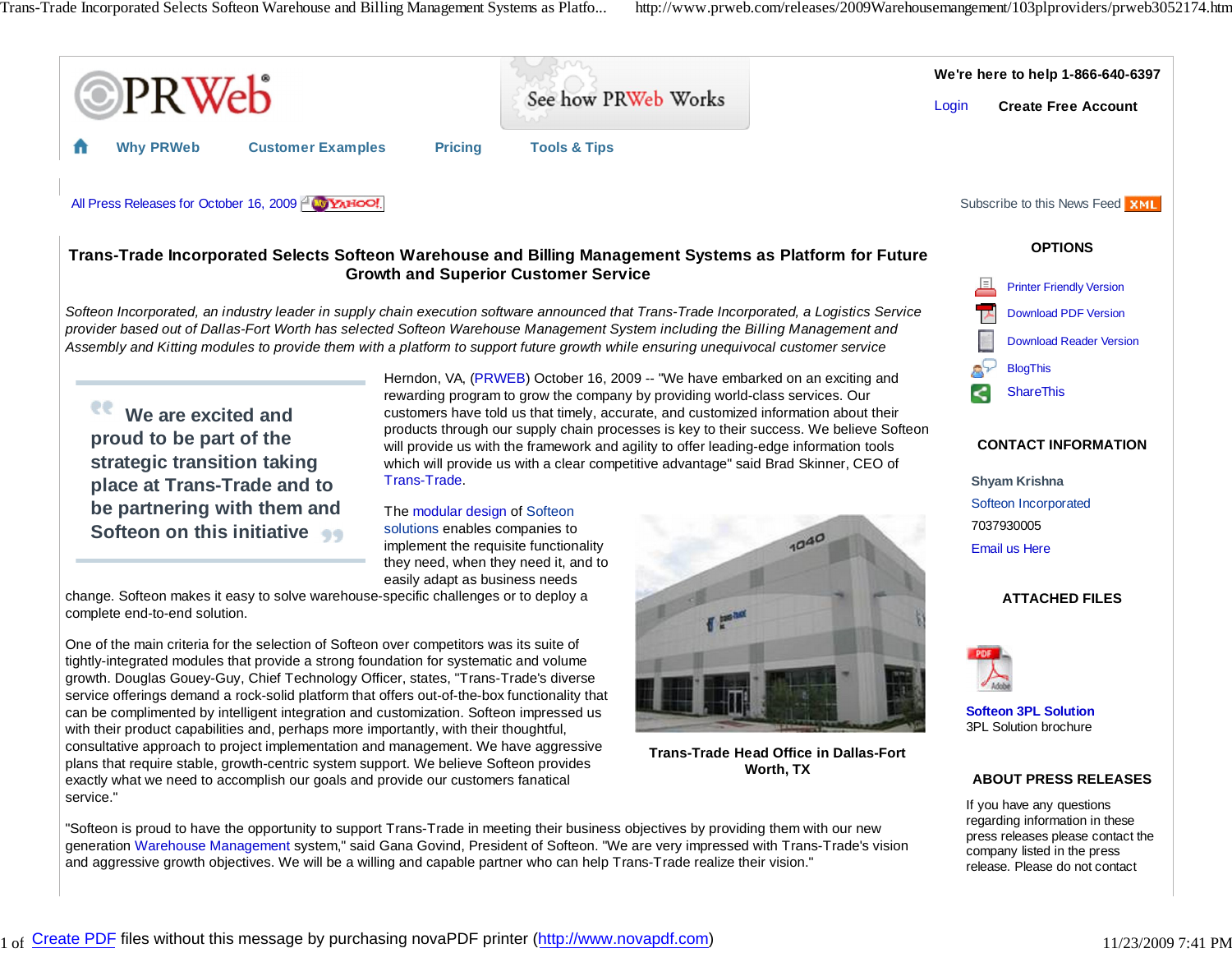All Press Releases for October 16, 2009

Subscribe to this News Feed

# Trans-Trade Incorporated Selects Softeon Warehouse and Billing Management Systems as Platform for Future Growth and Superior Customer Service

*Softeon Incorporated, an industry leader in supply chain execution software announced that Trans-Trade Incorporated, a Logistics Service provider based out of Dallas-Fort Worth has selected Softeon Warehouse Management System including the Billing Management and Assembly and Kitting modules to provide them with a platform to support future growth while ensuring unequivocal customer service*

> **We are excited and proud to be part of the strategic transition taking place at Trans-Trade and to be partnering with them and Softeon on this initiative**

Herndon, VA, (PRWEB) October 16, 2009 -- "We have embarked on an exciting and rewarding program to grow the company by providing world-class services. Our customers have told us that timely, accurate, and customized information about their products through our supply chain processes is key to their success. We believe Softeon will provide us with the framework and agility to offer leading-edge information tools which will provide us with a clear competitive advantage" said Brad Skinner, CEO of Trans-Trade.

The modular design of Softeon solutions enables companies to implement the requisite functionality they need, when they need it, and to easily adapt as business needs change. Softeon makes it easy to solve warehouse-specific challenges or to deploy a complete end-to-end solution.

One of the main criteria for the selection of Softeon over competitors was its suite of tightly-integrated modules that provide a strong foundation for systematic and volume growth. Douglas Gouey-Guy, Chief Technology Officer, states, "Trans-Trade's diverse service offerings demand a rock-solid platform that offers out-of-the-box functionality that can be complimented by intelligent integration and customization. Softeon impressed us with their product capabilities and, perhaps more importantly, with their thoughtful, consultative approach to project implementation and management. We have aggressive plans that require stable, growth-centric system support. We believe Softeon provides exactly what we need to accomplish our goals and provide our customers fanatical service."

**Trans-Trade Head Office in Dallas-Fort Worth, TX**

"Softeon is proud to have the opportunity to support Trans-Trade in meeting their business objectives by providing them with our new generation Warehouse Management system," said Gana Govind, President of Softeon. "We are very impressed with Trans-Trade's vision and aggressive growth objectives. We will be a willing and capable partner who can help Trans-Trade realize their vision."

## OPTIONS

- Printer Friendly Version
- Download PDF Version
- Download Reader Version
- BlogThis
- ShareThis

## CONTACT INFORMATION

**Shyam Krishna**
Softeon Incorporated
7037930005
Email us Here

## ATTACHED FILES

**Softeon 3PL Solution**
3PL Solution brochure

## ABOUT PRESS RELEASES

If you have any questions regarding information in these press releases please contact the company listed in the press release. Please do not contact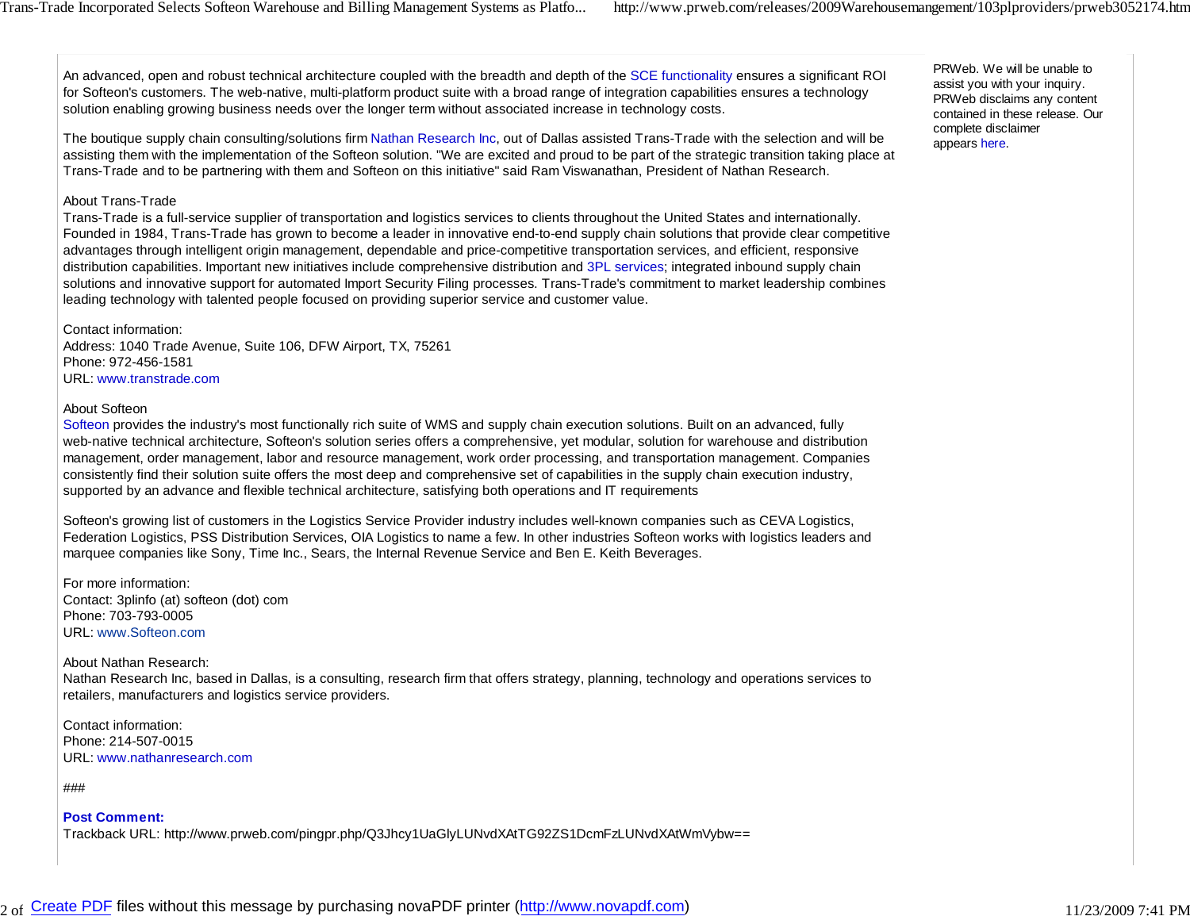An advanced, open and robust technical architecture coupled with the breadth and depth of the SCE functionality ensures a significant ROI for Softeon's customers. The web-native, multi-platform product suite with a broad range of integration capabilities ensures a technology solution enabling growing business needs over the longer term without associated increase in technology costs.

The boutique supply chain consulting/solutions firm Nathan Research Inc, out of Dallas assisted Trans-Trade with the selection and will be assisting them with the implementation of the Softeon solution. "We are excited and proud to be part of the strategic transition taking place at Trans-Trade and to be partnering with them and Softeon on this initiative" said Ram Viswanathan, President of Nathan Research.

About Trans-Trade
Trans-Trade is a full-service supplier of transportation and logistics services to clients throughout the United States and internationally. Founded in 1984, Trans-Trade has grown to become a leader in innovative end-to-end supply chain solutions that provide clear competitive advantages through intelligent origin management, dependable and price-competitive transportation services, and efficient, responsive distribution capabilities. Important new initiatives include comprehensive distribution and 3PL services; integrated inbound supply chain solutions and innovative support for automated Import Security Filing processes. Trans-Trade's commitment to market leadership combines leading technology with talented people focused on providing superior service and customer value.

Contact information:
Address: 1040 Trade Avenue, Suite 106, DFW Airport, TX, 75261
Phone: 972-456-1581
URL: www.transtrade.com

About Softeon
Softeon provides the industry's most functionally rich suite of WMS and supply chain execution solutions. Built on an advanced, fully web-native technical architecture, Softeon's solution series offers a comprehensive, yet modular, solution for warehouse and distribution management, order management, labor and resource management, work order processing, and transportation management. Companies consistently find their solution suite offers the most deep and comprehensive set of capabilities in the supply chain execution industry, supported by an advance and flexible technical architecture, satisfying both operations and IT requirements

Softeon's growing list of customers in the Logistics Service Provider industry includes well-known companies such as CEVA Logistics, Federation Logistics, PSS Distribution Services, OIA Logistics to name a few. In other industries Softeon works with logistics leaders and marquee companies like Sony, Time Inc., Sears, the Internal Revenue Service and Ben E. Keith Beverages.

For more information:
Contact: 3plinfo (at) softeon (dot) com
Phone: 703-793-0005
URL: www.Softeon.com

About Nathan Research:
Nathan Research Inc, based in Dallas, is a consulting, research firm that offers strategy, planning, technology and operations services to retailers, manufacturers and logistics service providers.

Contact information:
Phone: 214-507-0015
URL: www.nathanresearch.com

###

PRWeb. We will be unable to assist you with your inquiry. PRWeb disclaims any content contained in these release. Our complete disclaimer appears here.

**Post Comment:**
Trackback URL: http://www.prweb.com/pingpr.php/Q3Jhcy1UaGlyLUNvdXAtTG92ZS1DcmFzLUNvdXAtWmVybw==